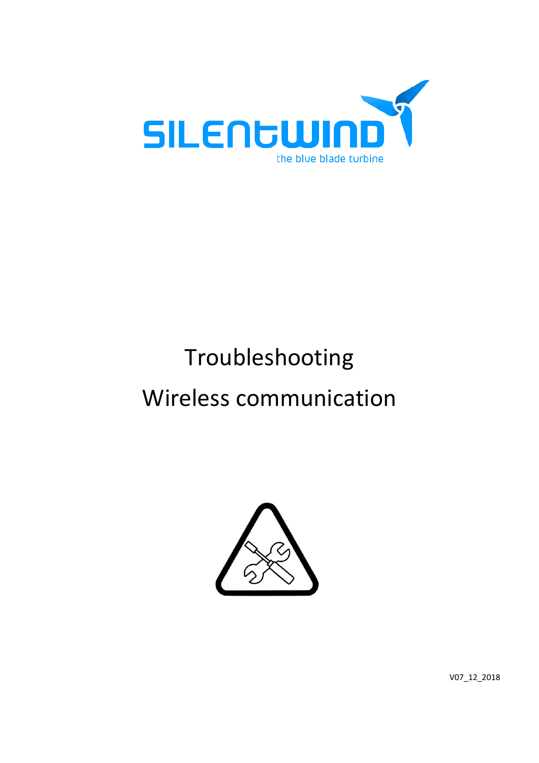SILENTWIND

the blue blade turbine

# Troubleshooting

# Wireless communication

V07_12_2018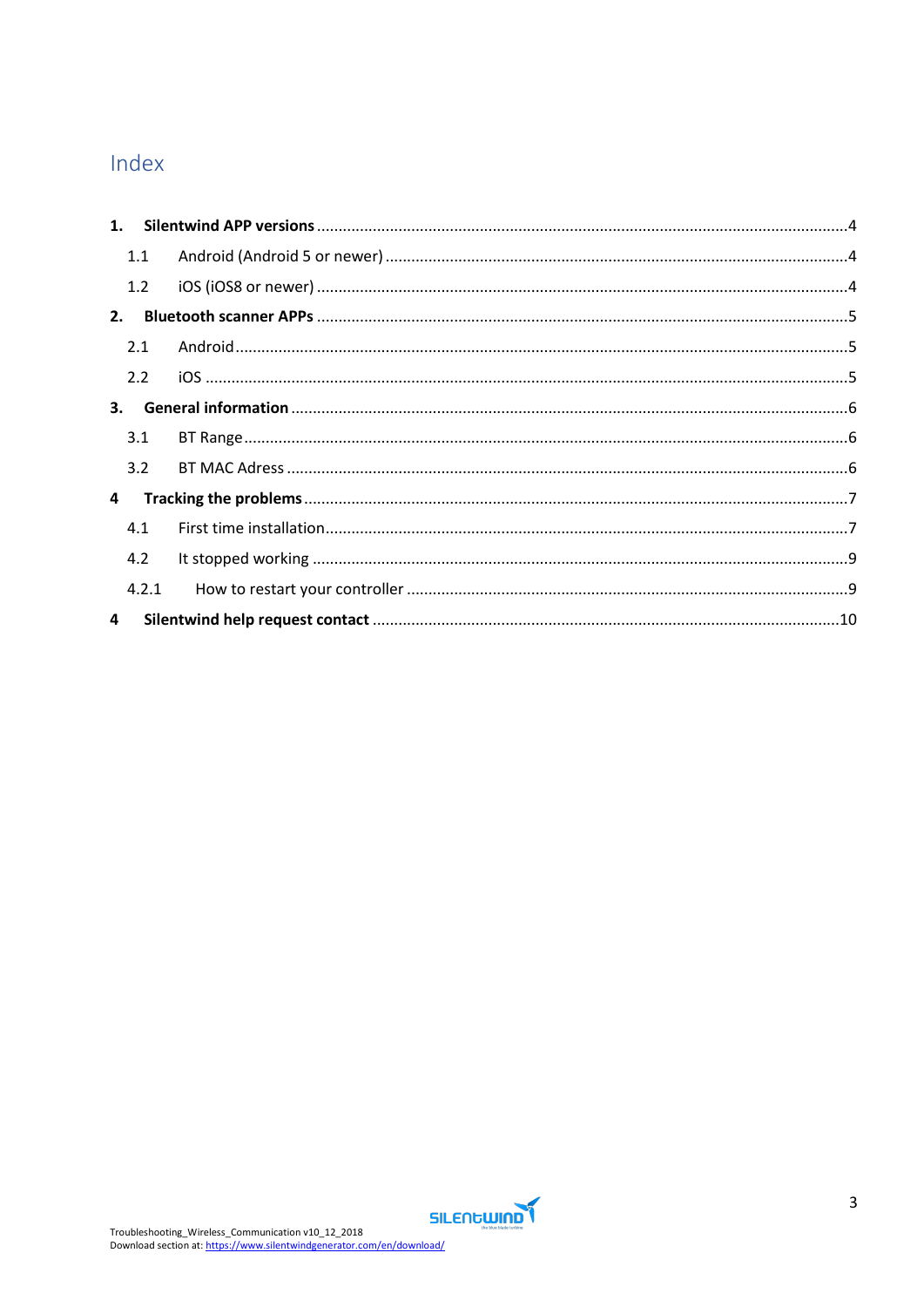# Index

**1. Silentwind APP versions** ....................................................................................4

1.1 Android (Android 5 or newer) ....................................................................................4

1.2 iOS (iOS8 or newer) ....................................................................................4

**2. Bluetooth scanner APPs** ....................................................................................5

2.1 Android ....................................................................................5

2.2 iOS ....................................................................................5

**3. General information** ....................................................................................6

3.1 BT Range ....................................................................................6

3.2 BT MAC Adress ....................................................................................6

**4 Tracking the problems** ....................................................................................7

4.1 First time installation ....................................................................................7

4.2 It stopped working ....................................................................................9

4.2.1 How to restart your controller ....................................................................................9

**4 Silentwind help request contact** ....................................................................................10

Troubleshooting_Wireless_Communication v10_12_2018
Download section at: https://www.silentwindgenerator.com/en/download/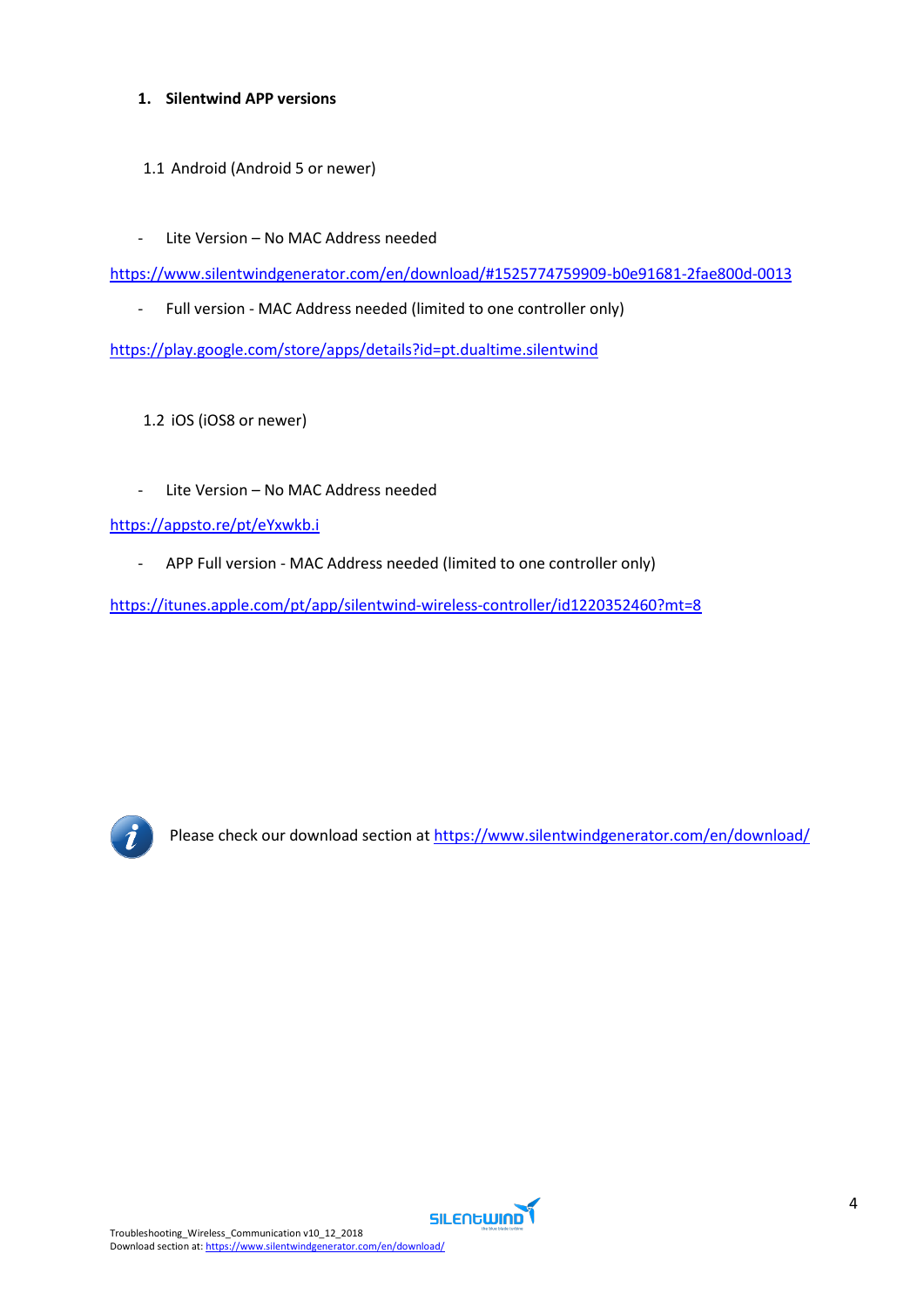## 1. Silentwind APP versions

### 1.1 Android (Android 5 or newer)

- Lite Version – No MAC Address needed

https://www.silentwindgenerator.com/en/download/#1525774759909-b0e91681-2fae800d-0013

- Full version - MAC Address needed (limited to one controller only)

https://play.google.com/store/apps/details?id=pt.dualtime.silentwind

### 1.2 iOS (iOS8 or newer)

- Lite Version – No MAC Address needed

https://appsto.re/pt/eYxwkb.i

- APP Full version - MAC Address needed (limited to one controller only)

https://itunes.apple.com/pt/app/silentwind-wireless-controller/id1220352460?mt=8

Please check our download section at https://www.silentwindgenerator.com/en/download/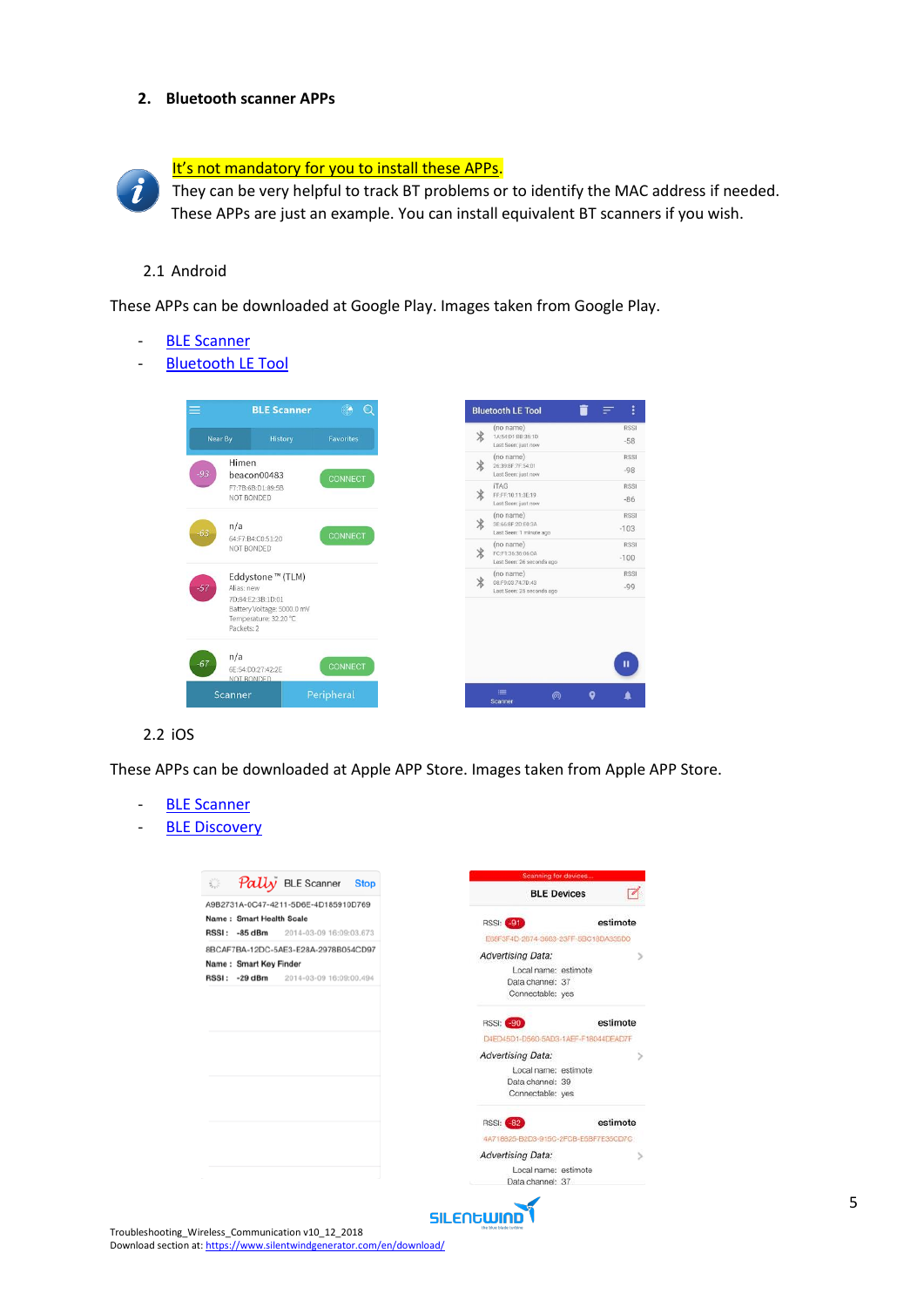## 2. Bluetooth scanner APPs

It's not mandatory for you to install these APPs.
They can be very helpful to track BT problems or to identify the MAC address if needed.
These APPs are just an example. You can install equivalent BT scanners if you wish.

### 2.1 Android

These APPs can be downloaded at Google Play. Images taken from Google Play.

- BLE Scanner
- Bluetooth LE Tool

### 2.2 iOS

These APPs can be downloaded at Apple APP Store. Images taken from Apple APP Store.

- BLE Scanner
- BLE Discovery

Troubleshooting_Wireless_Communication v10_12_2018
Download section at: https://www.silentwindgenerator.com/en/download/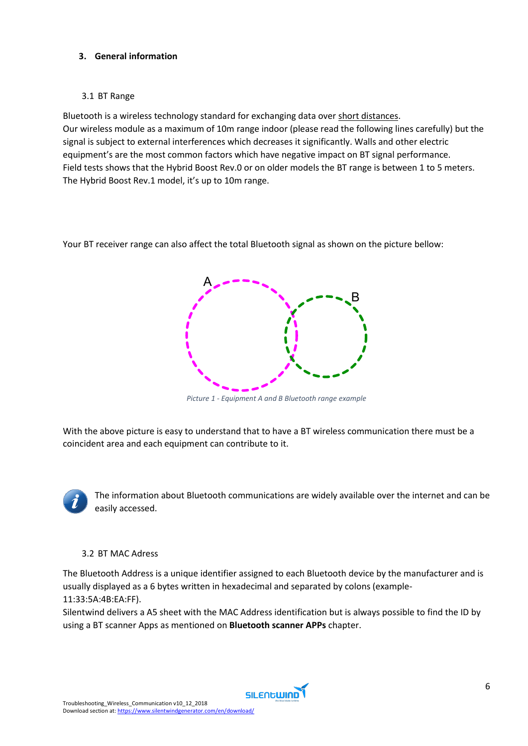## 3. General information

### 3.1 BT Range

Bluetooth is a wireless technology standard for exchanging data over short distances.
Our wireless module as a maximum of 10m range indoor (please read the following lines carefully) but the signal is subject to external interferences which decreases it significantly. Walls and other electric equipment's are the most common factors which have negative impact on BT signal performance.
Field tests shows that the Hybrid Boost Rev.0 or on older models the BT range is between 1 to 5 meters. The Hybrid Boost Rev.1 model, it's up to 10m range.

Your BT receiver range can also affect the total Bluetooth signal as shown on the picture bellow:

A

B

*Picture 1 - Equipment A and B Bluetooth range example*

With the above picture is easy to understand that to have a BT wireless communication there must be a coincident area and each equipment can contribute to it.

The information about Bluetooth communications are widely available over the internet and can be easily accessed.

### 3.2 BT MAC Adress

The Bluetooth Address is a unique identifier assigned to each Bluetooth device by the manufacturer and is usually displayed as a 6 bytes written in hexadecimal and separated by colons (example-11:33:5A:4B:EA:FF).
Silentwind delivers a A5 sheet with the MAC Address identification but is always possible to find the ID by using a BT scanner Apps as mentioned on **Bluetooth scanner APPs** chapter.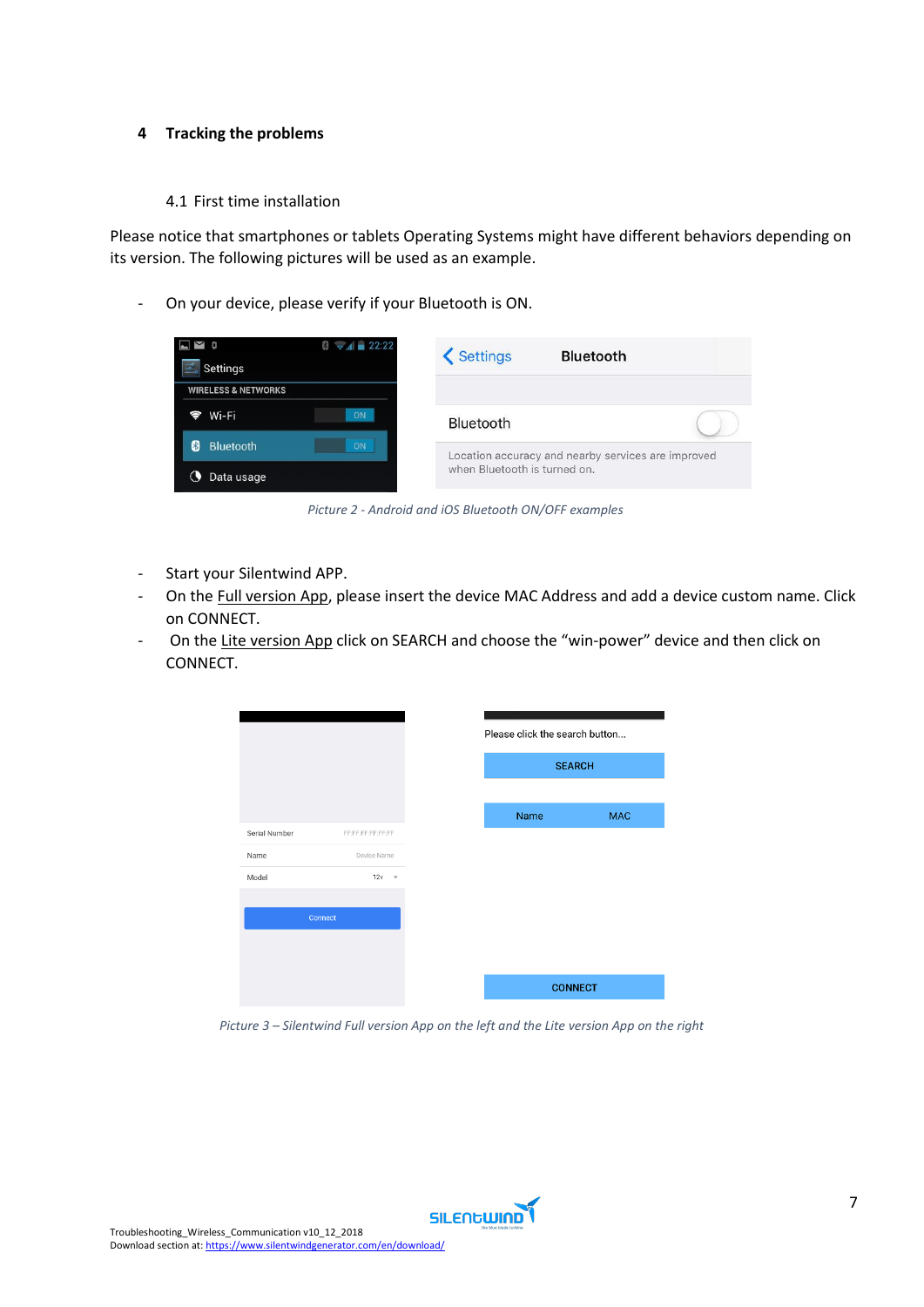# 4 Tracking the problems

## 4.1 First time installation

Please notice that smartphones or tablets Operating Systems might have different behaviors depending on its version. The following pictures will be used as an example.

- On your device, please verify if your Bluetooth is ON.

*Picture 2 - Android and iOS Bluetooth ON/OFF examples*

- Start your Silentwind APP.
- On the Full version App, please insert the device MAC Address and add a device custom name. Click on CONNECT.
- On the Lite version App click on SEARCH and choose the “win-power” device and then click on CONNECT.

*Picture 3 – Silentwind Full version App on the left and the Lite version App on the right*

Troubleshooting_Wireless_Communication v10_12_2018
Download section at: https://www.silentwindgenerator.com/en/download/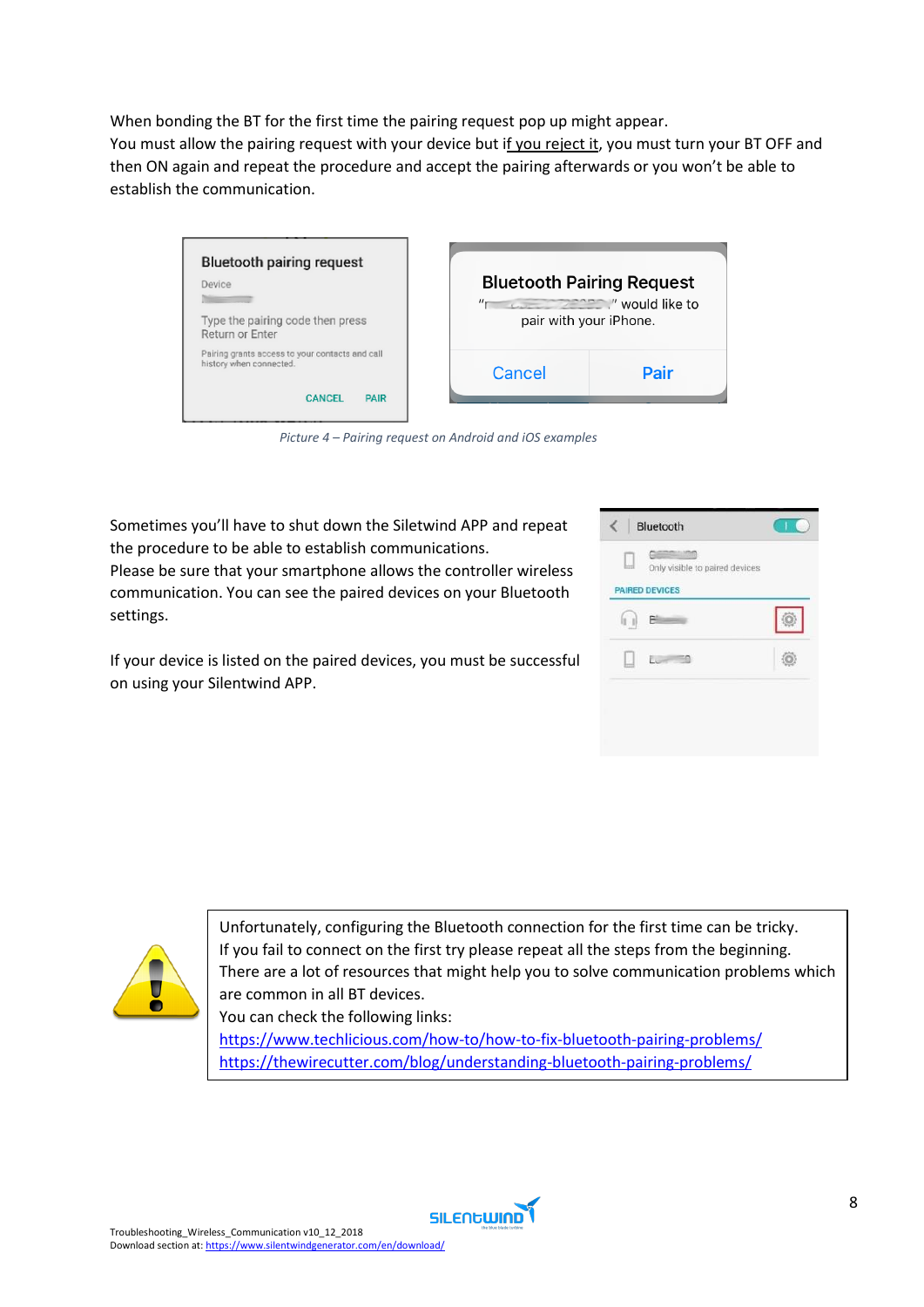When bonding the BT for the first time the pairing request pop up might appear.
You must allow the pairing request with your device but if you reject it, you must turn your BT OFF and then ON again and repeat the procedure and accept the pairing afterwards or you won't be able to establish the communication.

*Picture 4 – Pairing request on Android and iOS examples*

Sometimes you'll have to shut down the Siletwind APP and repeat the procedure to be able to establish communications.
Please be sure that your smartphone allows the controller wireless communication. You can see the paired devices on your Bluetooth settings.

If your device is listed on the paired devices, you must be successful on using your Silentwind APP.

Unfortunately, configuring the Bluetooth connection for the first time can be tricky.
If you fail to connect on the first try please repeat all the steps from the beginning.
There are a lot of resources that might help you to solve communication problems which are common in all BT devices.
You can check the following links:
https://www.techlicious.com/how-to/how-to-fix-bluetooth-pairing-problems/
https://thewirecutter.com/blog/understanding-bluetooth-pairing-problems/

Troubleshooting_Wireless_Communication v10_12_2018
Download section at: https://www.silentwindgenerator.com/en/download/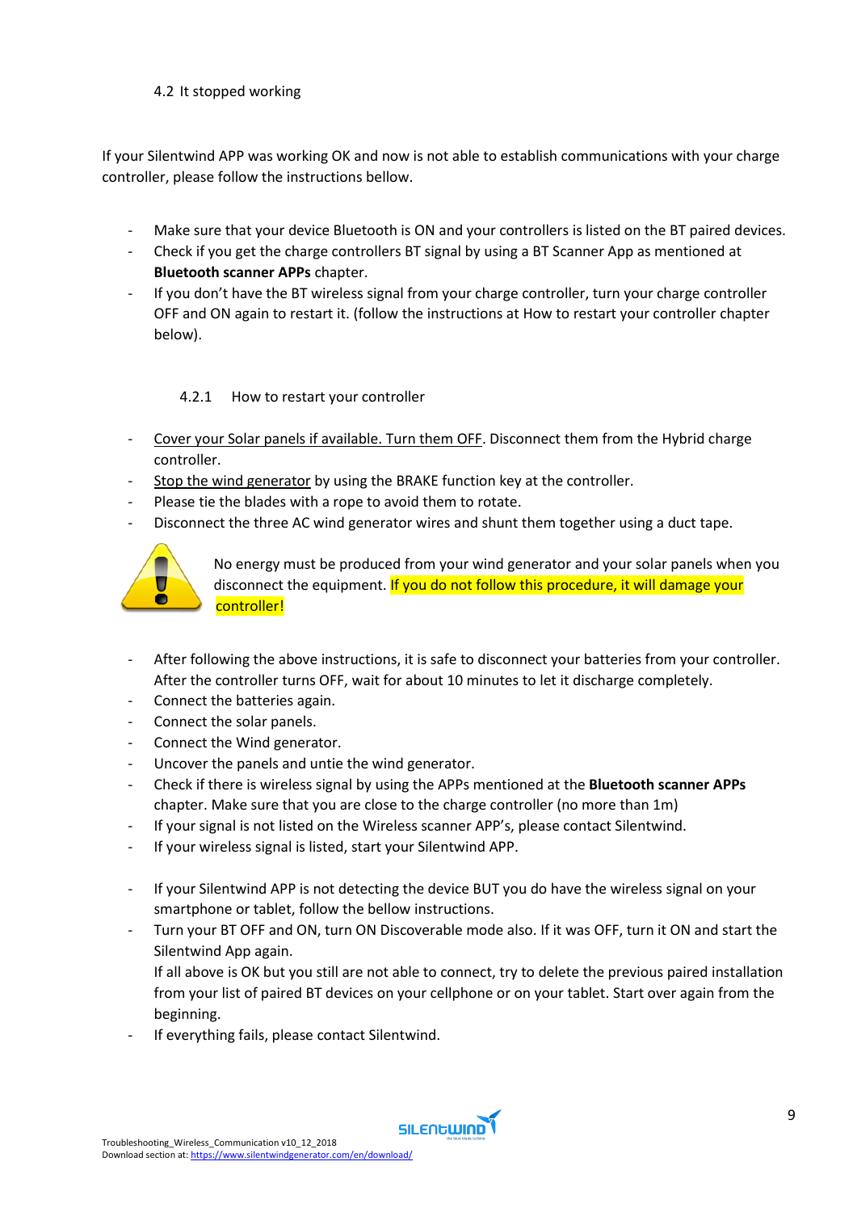## 4.2 It stopped working

If your Silentwind APP was working OK and now is not able to establish communications with your charge controller, please follow the instructions bellow.

- Make sure that your device Bluetooth is ON and your controllers is listed on the BT paired devices.
- Check if you get the charge controllers BT signal by using a BT Scanner App as mentioned at **Bluetooth scanner APPs** chapter.
- If you don't have the BT wireless signal from your charge controller, turn your charge controller OFF and ON again to restart it. (follow the instructions at How to restart your controller chapter below).

### 4.2.1 How to restart your controller

- Cover your Solar panels if available. Turn them OFF. Disconnect them from the Hybrid charge controller.
- Stop the wind generator by using the BRAKE function key at the controller.
- Please tie the blades with a rope to avoid them to rotate.
- Disconnect the three AC wind generator wires and shunt them together using a duct tape.

No energy must be produced from your wind generator and your solar panels when you disconnect the equipment. If you do not follow this procedure, it will damage your controller!

- After following the above instructions, it is safe to disconnect your batteries from your controller. After the controller turns OFF, wait for about 10 minutes to let it discharge completely.
- Connect the batteries again.
- Connect the solar panels.
- Connect the Wind generator.
- Uncover the panels and untie the wind generator.
- Check if there is wireless signal by using the APPs mentioned at the **Bluetooth scanner APPs** chapter. Make sure that you are close to the charge controller (no more than 1m)
- If your signal is not listed on the Wireless scanner APP's, please contact Silentwind.
- If your wireless signal is listed, start your Silentwind APP.

- If your Silentwind APP is not detecting the device BUT you do have the wireless signal on your smartphone or tablet, follow the bellow instructions.
- Turn your BT OFF and ON, turn ON Discoverable mode also. If it was OFF, turn it ON and start the Silentwind App again.
  If all above is OK but you still are not able to connect, try to delete the previous paired installation from your list of paired BT devices on your cellphone or on your tablet. Start over again from the beginning.
- If everything fails, please contact Silentwind.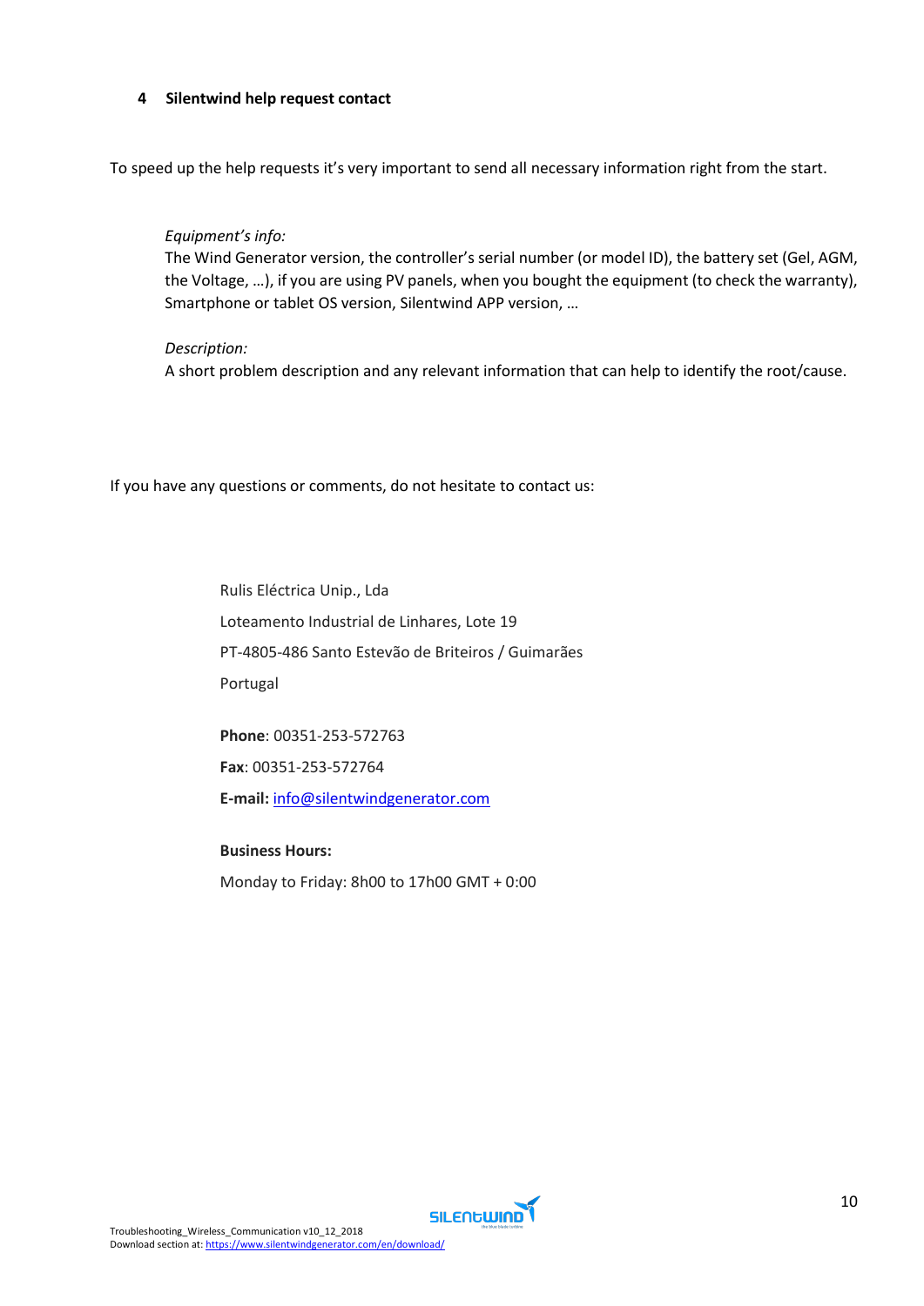## 4 Silentwind help request contact

To speed up the help requests it's very important to send all necessary information right from the start.

*Equipment's info:*
The Wind Generator version, the controller's serial number (or model ID), the battery set (Gel, AGM, the Voltage, …), if you are using PV panels, when you bought the equipment (to check the warranty), Smartphone or tablet OS version, Silentwind APP version, …

*Description:*
A short problem description and any relevant information that can help to identify the root/cause.

If you have any questions or comments, do not hesitate to contact us:

Rulis Eléctrica Unip., Lda

Loteamento Industrial de Linhares, Lote 19

PT-4805-486 Santo Estevão de Briteiros / Guimarães

Portugal

**Phone**: 00351-253-572763

**Fax**: 00351-253-572764

**E-mail:** info@silentwindgenerator.com

**Business Hours:**

Monday to Friday: 8h00 to 17h00 GMT + 0:00